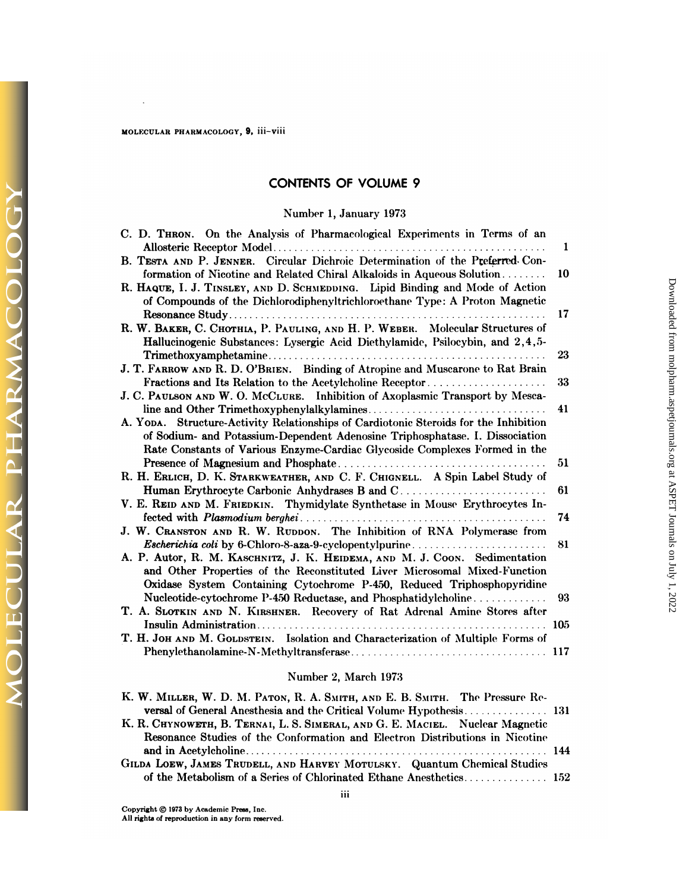## CONTENTS OF VOLUME 9

### Number 1, January 1973

C. D. Thron. On the Analysis of Pharmacological Experiments in Terms of an Allosteric Receptor Model ..... 1

B. Testa and P. Jenner. Circular Dichroic Determination of the Preferred Conformation of Nicotine and Related Chiral Alkaloids in Aqueous Solution ..... 10

R. Haque, I. J. Tinsley, and D. Schmedding. Lipid Binding and Mode of Action of Compounds of the Dichlorodiphenyltrichloroethane Type: A Proton Magnetic Resonance Study ..... 17

R. W. Baker, C. Chothia, P. Pauling, and H. P. Weber. Molecular Structures of Hallucinogenic Substances: Lysergic Acid Diethylamide, Psilocybin, and 2,4,5-Trimethoxyamphetamine ..... 23

J. T. Farrow and R. D. O'Brien. Binding of Atropine and Muscarone to Rat Brain Fractions and Its Relation to the Acetylcholine Receptor ..... 33

J. C. Paulson and W. O. McClure. Inhibition of Axoplasmic Transport by Mescaline and Other Trimethoxyphenylalkylamines ..... 41

A. Yoda. Structure-Activity Relationships of Cardiotonic Steroids for the Inhibition of Sodium- and Potassium-Dependent Adenosine Triphosphatase. I. Dissociation Rate Constants of Various Enzyme-Cardiac Glycoside Complexes Formed in the Presence of Magnesium and Phosphate ..... 51

R. H. Erlich, D. K. Starkweather, and C. F. Chignell. A Spin Label Study of Human Erythrocyte Carbonic Anhydrases B and C ..... 61

V. E. Reid and M. Friedkin. Thymidylate Synthetase in Mouse Erythrocytes Infected with *Plasmodium berghei* ..... 74

J. W. Cranston and R. W. Ruddon. The Inhibition of RNA Polymerase from *Escherichia coli* by 6-Chloro-8-aza-9-cyclopentylpurine ..... 81

A. P. Autor, R. M. Kaschnitz, J. K. Heidema, and M. J. Coon. Sedimentation and Other Properties of the Reconstituted Liver Microsomal Mixed-Function Oxidase System Containing Cytochrome P-450, Reduced Triphosphopyridine Nucleotide-cytochrome P-450 Reductase, and Phosphatidylcholine ..... 93

T. A. Slotkin and N. Kirshner. Recovery of Rat Adrenal Amine Stores after Insulin Administration ..... 105

T. H. Joh and M. Goldstein. Isolation and Characterization of Multiple Forms of Phenylethanolamine-N-Methyltransferase ..... 117

### Number 2, March 1973

K. W. Miller, W. D. M. Paton, R. A. Smith, and E. B. Smith. The Pressure Reversal of General Anesthesia and the Critical Volume Hypothesis ..... 131

K. R. Chynoweth, B. Ternai, L. S. Simeral, and G. E. Maciel. Nuclear Magnetic Resonance Studies of the Conformation and Electron Distributions in Nicotine and in Acetylcholine ..... 144

Gilda Loew, James Trudell, and Harvey Motulsky. Quantum Chemical Studies of the Metabolism of a Series of Chlorinated Ethane Anesthetics ..... 152

Copyright © 1973 by Academic Press, Inc.
All rights of reproduction in any form reserved.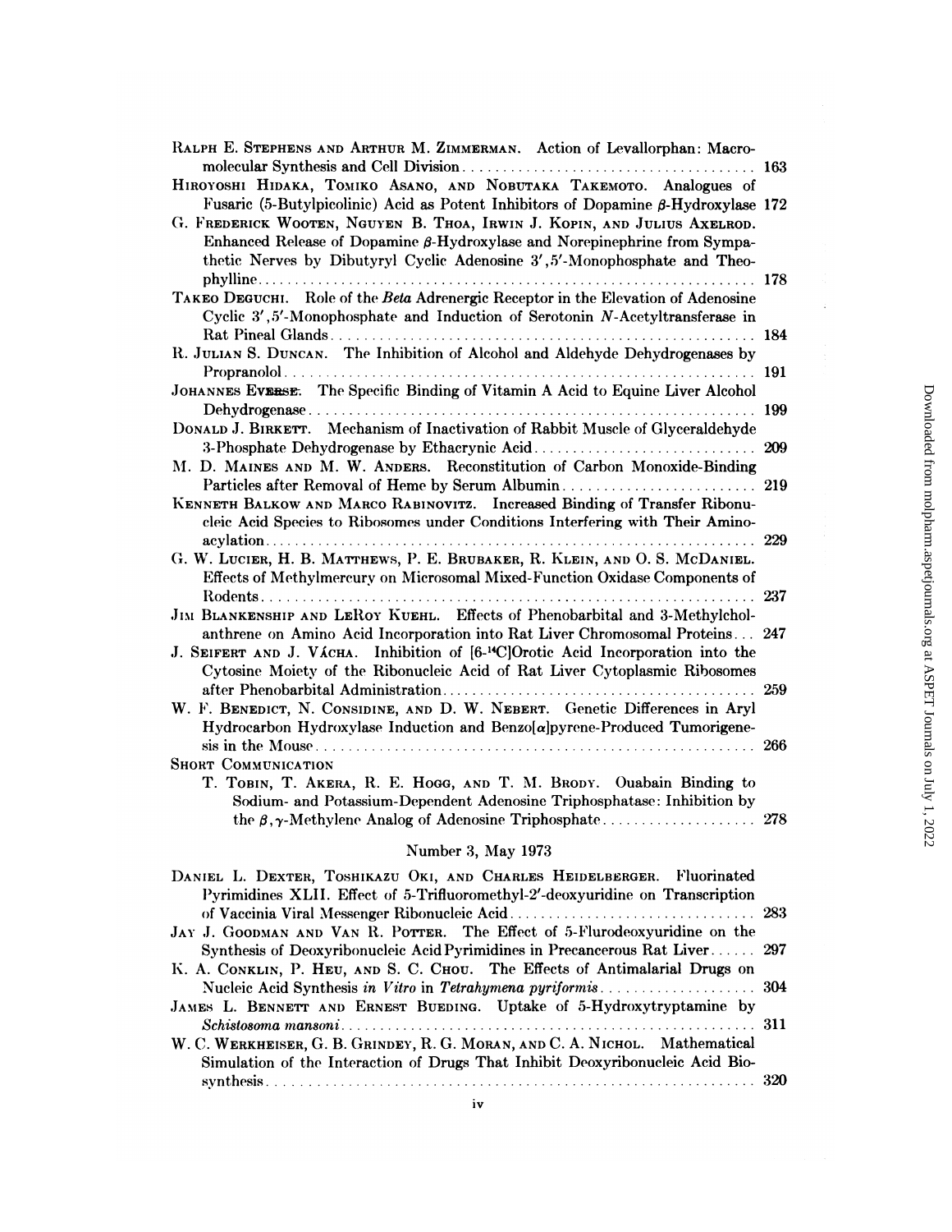RALPH E. STEPHENS AND ARTHUR M. ZIMMERMAN. Action of Levallorphan: Macromolecular Synthesis and Cell Division .......... 163

HIROYOSHI HIDAKA, TOMIKO ASANO, AND NOBUTAKA TAKEMOTO. Analogues of Fusaric (5-Butylpicolinic) Acid as Potent Inhibitors of Dopamine β-Hydroxylase 172

G. FREDERICK WOOTEN, NGUYEN B. THOA, IRWIN J. KOPIN, AND JULIUS AXELROD. Enhanced Release of Dopamine β-Hydroxylase and Norepinephrine from Sympathetic Nerves by Dibutyryl Cyclic Adenosine 3',5'-Monophosphate and Theophylline .......... 178

TAKEO DEGUCHI. Role of the *Beta* Adrenergic Receptor in the Elevation of Adenosine Cyclic 3',5'-Monophosphate and Induction of Serotonin N-Acetyltransferase in Rat Pineal Glands .......... 184

R. JULIAN S. DUNCAN. The Inhibition of Alcohol and Aldehyde Dehydrogenases by Propranolol .......... 191

JOHANNES EVERSE. The Specific Binding of Vitamin A Acid to Equine Liver Alcohol Dehydrogenase .......... 199

DONALD J. BIRKETT. Mechanism of Inactivation of Rabbit Muscle of Glyceraldehyde 3-Phosphate Dehydrogenase by Ethacrynic Acid .......... 209

M. D. MAINES AND M. W. ANDERS. Reconstitution of Carbon Monoxide-Binding Particles after Removal of Heme by Serum Albumin .......... 219

KENNETH BALKOW AND MARCO RABINOVITZ. Increased Binding of Transfer Ribonucleic Acid Species to Ribosomes under Conditions Interfering with Their Aminoacylation .......... 229

G. W. LUCIER, H. B. MATTHEWS, P. E. BRUBAKER, R. KLEIN, AND O. S. MCDANIEL. Effects of Methylmercury on Microsomal Mixed-Function Oxidase Components of Rodents .......... 237

JIM BLANKENSHIP AND LEROY KUEHL. Effects of Phenobarbital and 3-Methylcholanthrene on Amino Acid Incorporation into Rat Liver Chromosomal Proteins... 247

J. SEIFERT AND J. VÁCHA. Inhibition of [6-$^{14}$C]Orotic Acid Incorporation into the Cytosine Moiety of the Ribonucleic Acid of Rat Liver Cytoplasmic Ribosomes after Phenobarbital Administration .......... 259

W. F. BENEDICT, N. CONSIDINE, AND D. W. NEBERT. Genetic Differences in Aryl Hydrocarbon Hydroxylase Induction and Benzo[α]pyrene-Produced Tumorigenesis in the Mouse .......... 266

SHORT COMMUNICATION

T. TOBIN, T. AKERA, R. E. HOGG, AND T. M. BRODY. Ouabain Binding to Sodium- and Potassium-Dependent Adenosine Triphosphatase: Inhibition by the β,γ-Methylene Analog of Adenosine Triphosphate .......... 278

## Number 3, May 1973

DANIEL L. DEXTER, TOSHIKAZU OKI, AND CHARLES HEIDELBERGER. Fluorinated Pyrimidines XLII. Effect of 5-Trifluoromethyl-2'-deoxyuridine on Transcription of Vaccinia Viral Messenger Ribonucleic Acid .......... 283

JAY J. GOODMAN AND VAN R. POTTER. The Effect of 5-Flurodeoxyuridine on the Synthesis of Deoxyribonucleic Acid Pyrimidines in Precancerous Rat Liver...... 297

K. A. CONKLIN, P. HEU, AND S. C. CHOU. The Effects of Antimalarial Drugs on Nucleic Acid Synthesis *in Vitro* in *Tetrahymena pyriformis* .......... 304

JAMES L. BENNETT AND ERNEST BUEDING. Uptake of 5-Hydroxytryptamine by *Schistosoma mansoni* .......... 311

W. C. WERKHEISER, G. B. GRINDEY, R. G. MORAN, AND C. A. NICHOL. Mathematical Simulation of the Interaction of Drugs That Inhibit Deoxyribonucleic Acid Biosynthesis .......... 320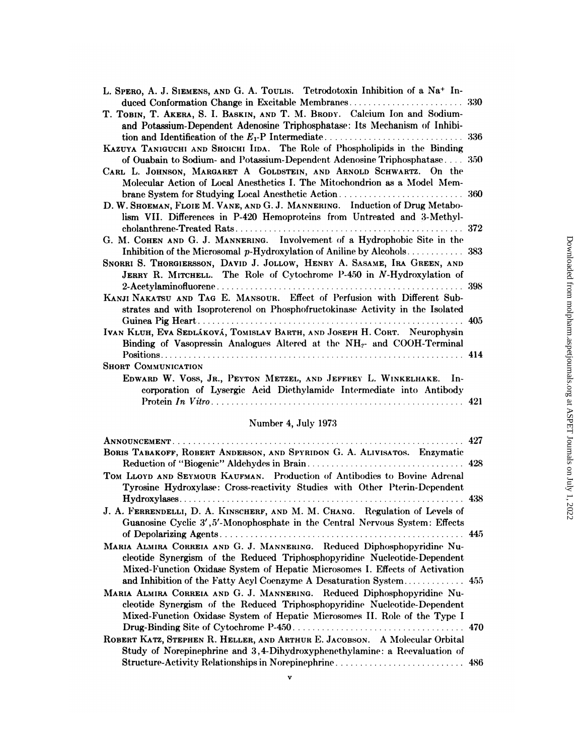L. SPERO, A. J. SIEMENS, AND G. A. TOULIS. Tetrodotoxin Inhibition of a $Na^+$ Induced Conformation Change in Excitable Membranes ........................ 330

T. TOBIN, T. AKERA, S. I. BASKIN, AND T. M. BRODY. Calcium Ion and Sodium- and Potassium-Dependent Adenosine Triphosphatase: Its Mechanism of Inhibition and Identification of the $E_1$-P Intermediate ........................ 336

KAZUYA TANIGUCHI AND SHOICHI IIDA. The Role of Phospholipids in the Binding of Ouabain to Sodium- and Potassium-Dependent Adenosine Triphosphatase .... 350

CARL L. JOHNSON, MARGARET A GOLDSTEIN, AND ARNOLD SCHWARTZ. On the Molecular Action of Local Anesthetics I. The Mitochondrion as a Model Membrane System for Studying Local Anesthetic Action ........................ 360

D. W. SHOEMAN, FLOIE M. VANE, AND G. J. MANNERING. Induction of Drug Metabolism VII. Differences in P-420 Hemoproteins from Untreated and 3-Methylcholanthrene-Treated Rats ........................ 372

G. M. COHEN AND G. J. MANNERING. Involvement of a Hydrophobic Site in the Inhibition of the Microsomal *p*-Hydroxylation of Aniline by Alcohols ............ 383

SNORRI S. THORGIERSSON, DAVID J. JOLLOW, HENRY A. SASAME, IRA GREEN, AND JERRY R. MITCHELL. The Role of Cytochrome P-450 in *N*-Hydroxylation of 2-Acetylaminofluorene ........................ 398

KANJI NAKATSU AND TAG E. MANSOUR. Effect of Perfusion with Different Substrates and with Isoproterenol on Phosphofructokinase Activity in the Isolated Guinea Pig Heart ........................ 405

IVAN KLUH, EVA SEDLÁKOVÁ, TOMISLAV BARTH, AND JOSEPH H. CORT. Neurophysin Binding of Vasopressin Analogues Altered at the $NH_2$- and COOH-Terminal Positions ........................ 414

SHORT COMMUNICATION

EDWARD W. VOSS, JR., PEYTON METZEL, AND JEFFREY L. WINKELHAKE. Incorporation of Lysergic Acid Diethylamide Intermediate into Antibody Protein *In Vitro* ........................ 421

## Number 4, July 1973

ANNOUNCEMENT ........................ 427

BORIS TABAKOFF, ROBERT ANDERSON, AND SPYRIDON G. A. ALIVISATOS. Enzymatic Reduction of "Biogenic" Aldehydes in Brain ........................ 428

TOM LLOYD AND SEYMOUR KAUFMAN. Production of Antibodies to Bovine Adrenal Tyrosine Hydroxylase: Cross-reactivity Studies with Other Pterin-Dependent Hydroxylases ........................ 438

J. A. FERRENDELLI, D. A. KINSCHERF, AND M. M. CHANG. Regulation of Levels of Guanosine Cyclic 3′,5′-Monophosphate in the Central Nervous System: Effects of Depolarizing Agents ........................ 445

MARIA ALMIRA CORREIA AND G. J. MANNERING. Reduced Diphosphopyridine Nucleotide Synergism of the Reduced Triphosphopyridine Nucleotide-Dependent Mixed-Function Oxidase System of Hepatic Microsomes I. Effects of Activation and Inhibition of the Fatty Acyl Coenzyme A Desaturation System ............ 455

MARIA ALMIRA CORREIA AND G. J. MANNERING. Reduced Diphosphopyridine Nucleotide Synergism of the Reduced Triphosphopyridine Nucleotide-Dependent Mixed-Function Oxidase System of Hepatic Microsomes II. Role of the Type I Drug-Binding Site of Cytochrome P-450 ........................ 470

ROBERT KATZ, STEPHEN R. HELLER, AND ARTHUR E. JACOBSON. A Molecular Orbital Study of Norepinephrine and 3,4-Dihydroxyphenethylamine: a Reevaluation of Structure-Activity Relationships in Norepinephrine ........................ 486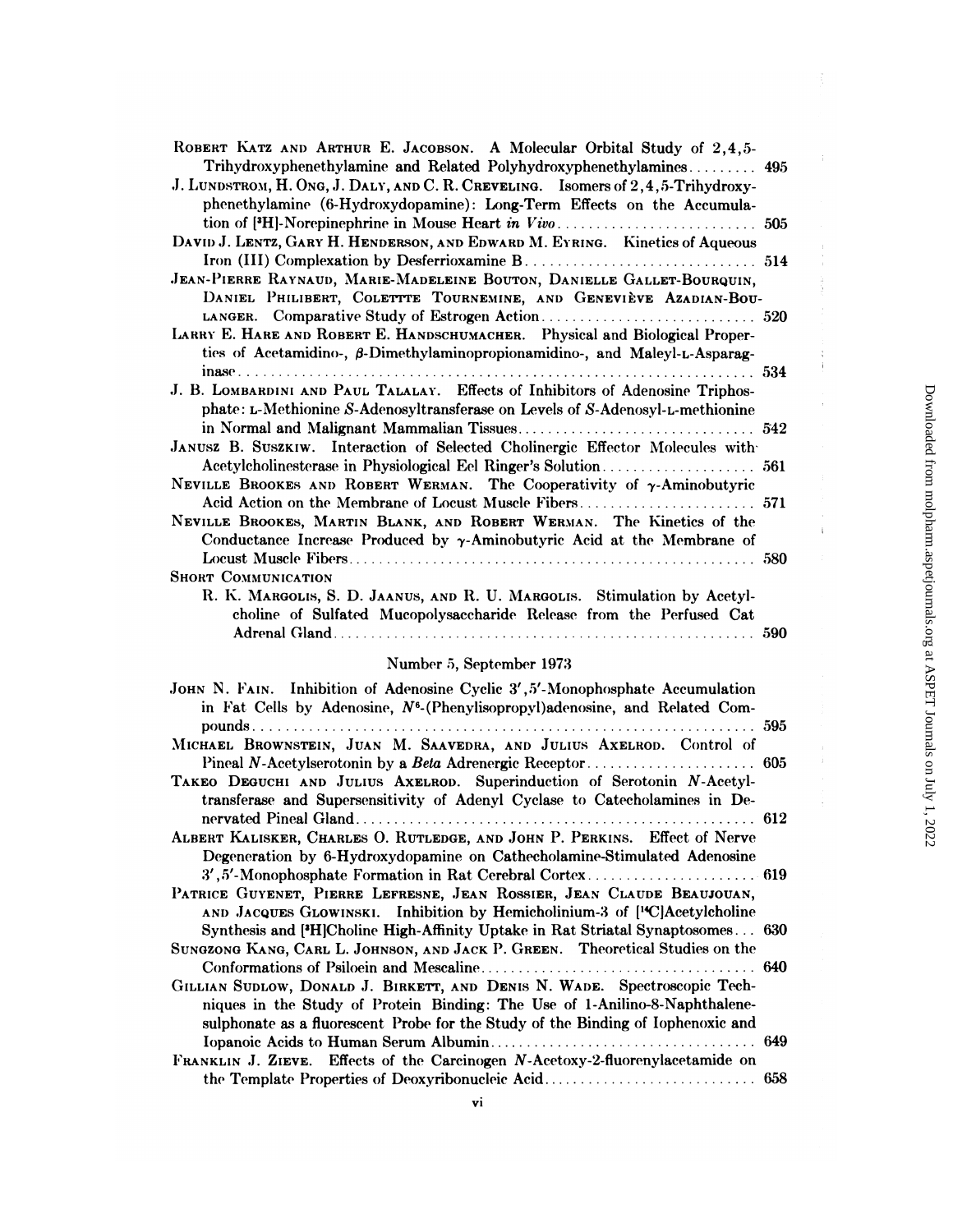ROBERT KATZ AND ARTHUR E. JACOBSON. A Molecular Orbital Study of 2,4,5-Trihydroxyphenethylamine and Related Polyhydroxyphenethylamines........ 495

J. LUNDSTROM, H. ONG, J. DALY, AND C. R. CREVELING. Isomers of 2,4,5-Trihydroxyphenethylamine (6-Hydroxydopamine): Long-Term Effects on the Accumulation of [$^{3}$H]-Norepinephrine in Mouse Heart *in Vivo*........ 505

DAVID J. LENTZ, GARY H. HENDERSON, AND EDWARD M. EYRING. Kinetics of Aqueous Iron (III) Complexation by Desferrioxamine B........ 514

JEAN-PIERRE RAYNAUD, MARIE-MADELEINE BOUTON, DANIELLE GALLET-BOURQUIN, DANIEL PHILIBERT, COLETTTE TOURNEMINE, AND GENEVIÈVE AZADIAN-BOULANGER. Comparative Study of Estrogen Action........ 520

LARRY E. HARE AND ROBERT E. HANDSCHUMACHER. Physical and Biological Properties of Acetamidino-, β-Dimethylaminopropionamidino-, and Maleyl-L-Asparaginase........ 534

J. B. LOMBARDINI AND PAUL TALALAY. Effects of Inhibitors of Adenosine Triphosphate: L-Methionine S-Adenosyltransferase on Levels of S-Adenosyl-L-methionine in Normal and Malignant Mammalian Tissues........ 542

JANUSZ B. SUSZKIW. Interaction of Selected Cholinergic Effector Molecules with Acetylcholinesterase in Physiological Eel Ringer's Solution........ 561

NEVILLE BROOKES AND ROBERT WERMAN. The Cooperativity of γ-Aminobutyric Acid Action on the Membrane of Locust Muscle Fibers........ 571

NEVILLE BROOKES, MARTIN BLANK, AND ROBERT WERMAN. The Kinetics of the Conductance Increase Produced by γ-Aminobutyric Acid at the Membrane of Locust Muscle Fibers........ 580

SHORT COMMUNICATION

R. K. MARGOLIS, S. D. JAANUS, AND R. U. MARGOLIS. Stimulation by Acetylcholine of Sulfated Mucopolysaccharide Release from the Perfused Cat Adrenal Gland........ 590

## Number 5, September 1973

JOHN N. FAIN. Inhibition of Adenosine Cyclic 3′,5′-Monophosphate Accumulation in Fat Cells by Adenosine, $N^{6}$-(Phenylisopropyl)adenosine, and Related Compounds........ 595

MICHAEL BROWNSTEIN, JUAN M. SAAVEDRA, AND JULIUS AXELROD. Control of Pineal N-Acetylserotonin by a *Beta* Adrenergic Receptor........ 605

TAKEO DEGUCHI AND JULIUS AXELROD. Superinduction of Serotonin N-Acetyltransferase and Supersensitivity of Adenyl Cyclase to Catecholamines in Denervated Pineal Gland........ 612

ALBERT KALISKER, CHARLES O. RUTLEDGE, AND JOHN P. PERKINS. Effect of Nerve Degeneration by 6-Hydroxydopamine on Cathecholamine-Stimulated Adenosine 3′,5′-Monophosphate Formation in Rat Cerebral Cortex........ 619

PATRICE GUYENET, PIERRE LEFRESNE, JEAN ROSSIER, JEAN CLAUDE BEAUJOUAN, AND JACQUES GLOWINSKI. Inhibition by Hemicholinium-3 of [$^{14}$C]Acetylcholine Synthesis and [$^{3}$H]Choline High-Affinity Uptake in Rat Striatal Synaptosomes... 630

SUNGZONG KANG, CARL L. JOHNSON, AND JACK P. GREEN. Theoretical Studies on the Conformations of Psiloein and Mescaline........ 640

GILLIAN SUDLOW, DONALD J. BIRKETT, AND DENIS N. WADE. Spectroscopic Techniques in the Study of Protein Binding: The Use of 1-Anilino-8-Naphthalenesulphonate as a Fluorescent Probe for the Study of the Binding of Iophenoxic and Iopanoic Acids to Human Serum Albumin........ 649

FRANKLIN J. ZIEVE. Effects of the Carcinogen N-Acetoxy-2-fluorenylacetamide on the Template Properties of Deoxyribonucleic Acid........ 658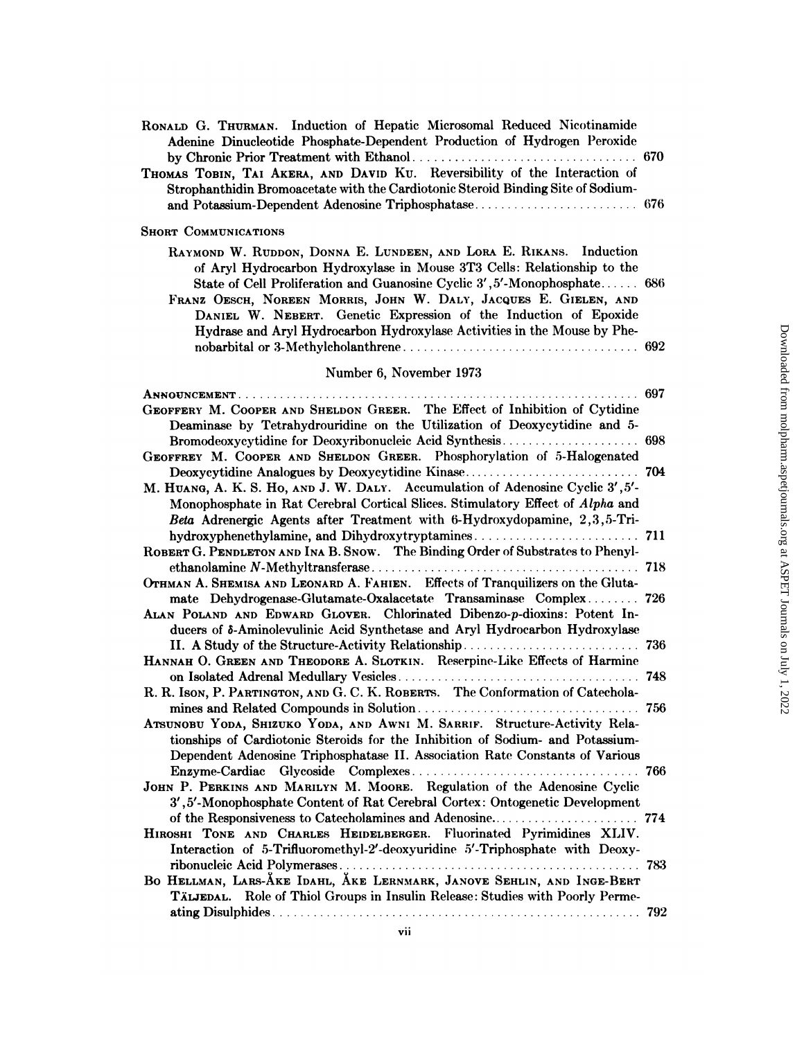RONALD G. THURMAN. Induction of Hepatic Microsomal Reduced Nicotinamide Adenine Dinucleotide Phosphate-Dependent Production of Hydrogen Peroxide by Chronic Prior Treatment with Ethanol .................................. 670

THOMAS TOBIN, TAI AKERA, AND DAVID KU. Reversibility of the Interaction of Strophanthidin Bromoacetate with the Cardiotonic Steroid Binding Site of Sodium- and Potassium-Dependent Adenosine Triphosphatase .......................... 676

SHORT COMMUNICATIONS

RAYMOND W. RUDDON, DONNA E. LUNDEEN, AND LORA E. RIKANS. Induction of Aryl Hydrocarbon Hydroxylase in Mouse 3T3 Cells: Relationship to the State of Cell Proliferation and Guanosine Cyclic 3′,5′-Monophosphate ...... 686

FRANZ OESCH, NOREEN MORRIS, JOHN W. DALY, JACQUES E. GIELEN, AND DANIEL W. NEBERT. Genetic Expression of the Induction of Epoxide Hydrase and Aryl Hydrocarbon Hydroxylase Activities in the Mouse by Phenobarbital or 3-Methylcholanthrene .................................... 692

## Number 6, November 1973

ANNOUNCEMENT ............................................................ 697

GEOFFERY M. COOPER AND SHELDON GREER. The Effect of Inhibition of Cytidine Deaminase by Tetrahydrouridine on the Utilization of Deoxycytidine and 5-Bromodeoxycytidine for Deoxyribonucleic Acid Synthesis ..................... 698

GEOFFREY M. COOPER AND SHELDON GREER. Phosphorylation of 5-Halogenated Deoxycytidine Analogues by Deoxycytidine Kinase ........................... 704

M. HUANG, A. K. S. HO, AND J. W. DALY. Accumulation of Adenosine Cyclic 3′,5′-Monophosphate in Rat Cerebral Cortical Slices. Stimulatory Effect of *Alpha* and *Beta* Adrenergic Agents after Treatment with 6-Hydroxydopamine, 2,3,5-Trihydroxyphenethylamine, and Dihydroxytryptamines ......................... 711

ROBERT G. PENDLETON AND INA B. SNOW. The Binding Order of Substrates to Phenylethanolamine *N*-Methyltransferase ......................................... 718

OTHMAN A. SHEMISA AND LEONARD A. FAHIEN. Effects of Tranquilizers on the Glutamate Dehydrogenase-Glutamate-Oxalacetate Transaminase Complex ........ 726

ALAN POLAND AND EDWARD GLOVER. Chlorinated Dibenzo-*p*-dioxins: Potent Inducers of δ-Aminolevulinic Acid Synthetase and Aryl Hydrocarbon Hydroxylase II. A Study of the Structure-Activity Relationship ........................... 736

HANNAH O. GREEN AND THEODORE A. SLOTKIN. Reserpine-Like Effects of Harmine on Isolated Adrenal Medullary Vesicles ..................................... 748

R. R. ISON, P. PARTINGTON, AND G. C. K. ROBERTS. The Conformation of Catecholamines and Related Compounds in Solution .................................. 756

ATSUNOBU YODA, SHIZUKO YODA, AND AWNI M. SARRIF. Structure-Activity Relationships of Cardiotonic Steroids for the Inhibition of Sodium- and Potassium-Dependent Adenosine Triphosphatase II. Association Rate Constants of Various Enzyme-Cardiac Glycoside Complexes .................................. 766

JOHN P. PERKINS AND MARILYN M. MOORE. Regulation of the Adenosine Cyclic 3′,5′-Monophosphate Content of Rat Cerebral Cortex: Ontogenetic Development of the Responsiveness to Catecholamines and Adenosine ....................... 774

HIROSHI TONE AND CHARLES HEIDELBERGER. Fluorinated Pyrimidines XLIV. Interaction of 5-Trifluoromethyl-2′-deoxyuridine 5′-Triphosphate with Deoxyribonucleic Acid Polymerases ................................................ 783

BO HELLMAN, LARS-ÅKE IDAHL, ÅKE LERNMARK, JANOVE SEHLIN, AND INGE-BERT TÄLJEDAL. Role of Thiol Groups in Insulin Release: Studies with Poorly Permeating Disulphides ........................................................ 792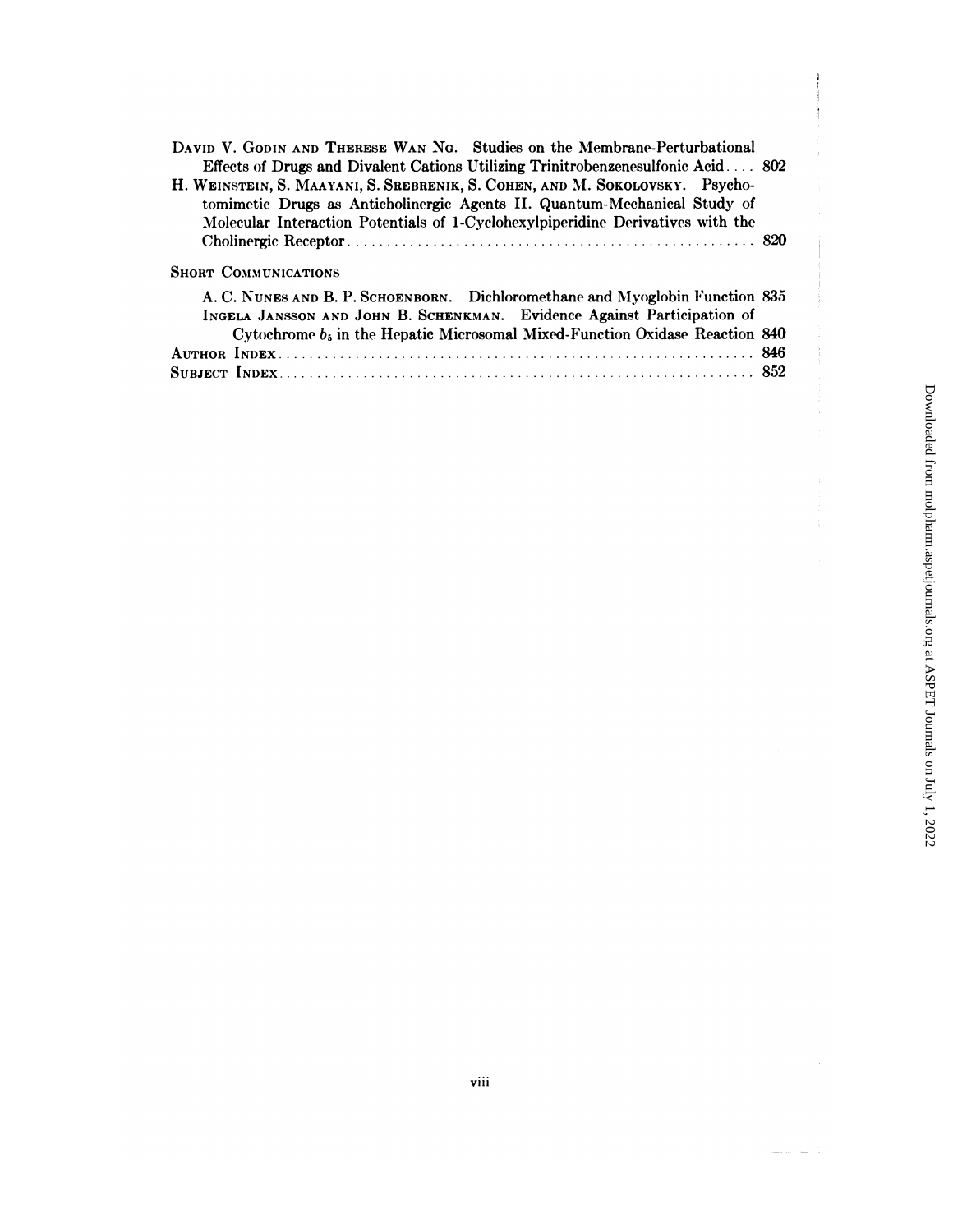David V. Godin and Therese Wan Ng. Studies on the Membrane-Perturbational Effects of Drugs and Divalent Cations Utilizing Trinitrobenzenesulfonic Acid .... 802

H. Weinstein, S. Maayani, S. Srebrenik, S. Cohen, and M. Sokolovsky. Psychotomimetic Drugs as Anticholinergic Agents II. Quantum-Mechanical Study of Molecular Interaction Potentials of 1-Cyclohexylpiperidine Derivatives with the Cholinergic Receptor .... 820

## Short Communications

A. C. Nunes and B. P. Schoenborn. Dichloromethane and Myoglobin Function 835

Ingela Jansson and John B. Schenkman. Evidence Against Participation of Cytochrome $b_5$ in the Hepatic Microsomal Mixed-Function Oxidase Reaction 840

Author Index .... 846

Subject Index .... 852